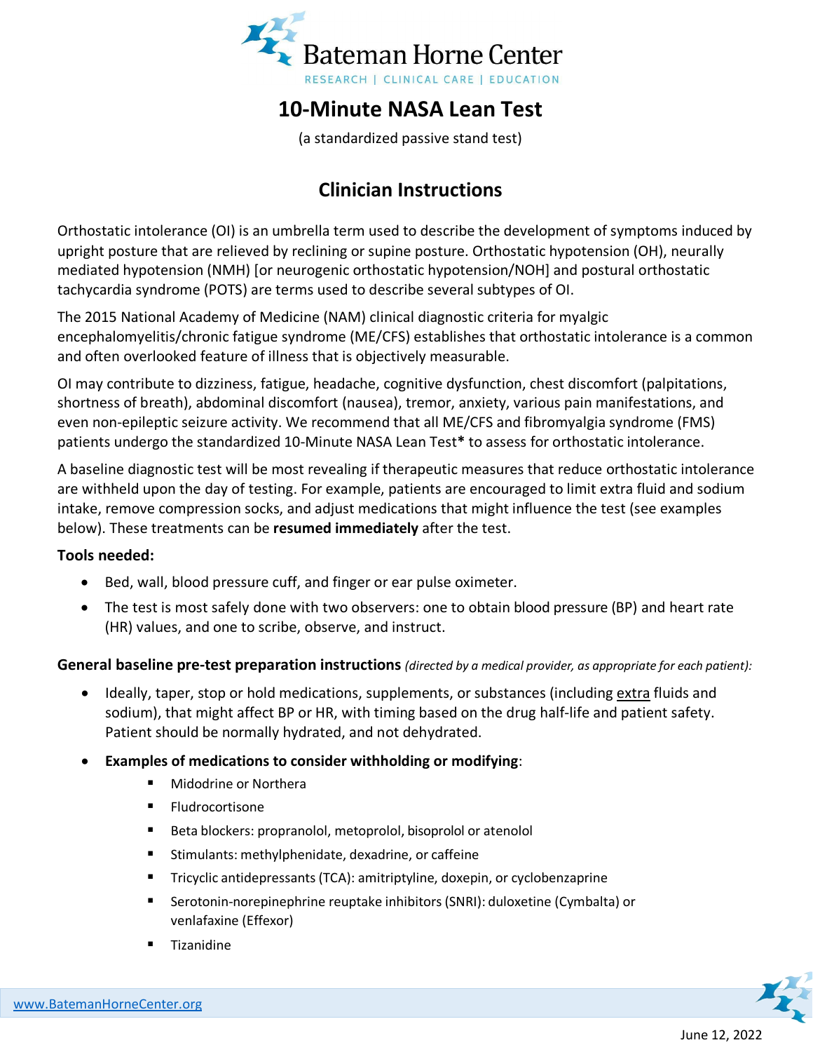# Bateman Horne Center

RESEARCH | CLINICAL CARE | EDUCATION

## 10-Minute NASA Lean Test

(a standardized passive stand test)

## Clinician Instructions

Orthostatic intolerance (OI) is an umbrella term used to describe the development of symptoms induced by upright posture that are relieved by reclining or supine posture. Orthostatic hypotension (OH), neurally mediated hypotension (NMH) [or neurogenic orthostatic hypotension/NOH] and postural orthostatic tachycardia syndrome (POTS) are terms used to describe several subtypes of OI.

The 2015 National Academy of Medicine (NAM) clinical diagnostic criteria for myalgic encephalomyelitis/chronic fatigue syndrome (ME/CFS) establishes that orthostatic intolerance is a common and often overlooked feature of illness that is objectively measurable.

OI may contribute to dizziness, fatigue, headache, cognitive dysfunction, chest discomfort (palpitations, shortness of breath), abdominal discomfort (nausea), tremor, anxiety, various pain manifestations, and even non-epileptic seizure activity. We recommend that all ME/CFS and fibromyalgia syndrome (FMS) patients undergo the standardized 10-Minute NASA Lean Test**\*** to assess for orthostatic intolerance.

A baseline diagnostic test will be most revealing if therapeutic measures that reduce orthostatic intolerance are withheld upon the day of testing. For example, patients are encouraged to limit extra fluid and sodium intake, remove compression socks, and adjust medications that might influence the test (see examples below). These treatments can be **resumed immediately** after the test.

**Tools needed:**

- Bed, wall, blood pressure cuff, and finger or ear pulse oximeter.
- The test is most safely done with two observers: one to obtain blood pressure (BP) and heart rate (HR) values, and one to scribe, observe, and instruct.

**General baseline pre-test preparation instructions** *(directed by a medical provider, as appropriate for each patient):*

- Ideally, taper, stop or hold medications, supplements, or substances (including extra fluids and sodium), that might affect BP or HR, with timing based on the drug half-life and patient safety. Patient should be normally hydrated, and not dehydrated.
- **Examples of medications to consider withholding or modifying**:
  - Midodrine or Northera
  - Fludrocortisone
  - Beta blockers: propranolol, metoprolol, bisoprolol or atenolol
  - Stimulants: methylphenidate, dexadrine, or caffeine
  - Tricyclic antidepressants (TCA): amitriptyline, doxepin, or cyclobenzaprine
  - Serotonin-norepinephrine reuptake inhibitors (SNRI): duloxetine (Cymbalta) or venlafaxine (Effexor)
  - Tizanidine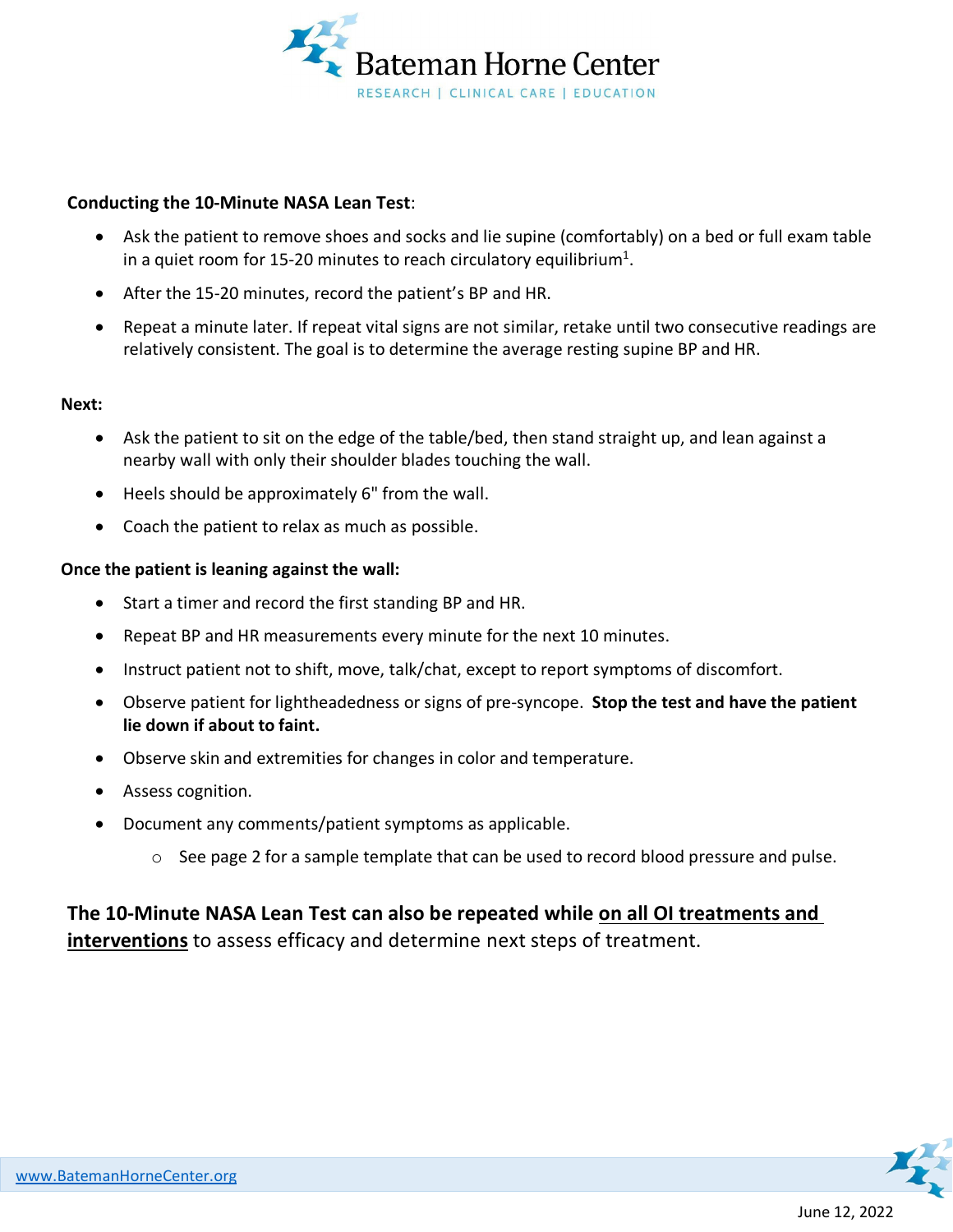**Conducting the 10-Minute NASA Lean Test**:

- Ask the patient to remove shoes and socks and lie supine (comfortably) on a bed or full exam table in a quiet room for 15-20 minutes to reach circulatory equilibrium[1].
- After the 15-20 minutes, record the patient's BP and HR.
- Repeat a minute later. If repeat vital signs are not similar, retake until two consecutive readings are relatively consistent. The goal is to determine the average resting supine BP and HR.

**Next:**

- Ask the patient to sit on the edge of the table/bed, then stand straight up, and lean against a nearby wall with only their shoulder blades touching the wall.
- Heels should be approximately 6" from the wall.
- Coach the patient to relax as much as possible.

**Once the patient is leaning against the wall:**

- Start a timer and record the first standing BP and HR.
- Repeat BP and HR measurements every minute for the next 10 minutes.
- Instruct patient not to shift, move, talk/chat, except to report symptoms of discomfort.
- Observe patient for lightheadedness or signs of pre-syncope. **Stop the test and have the patient lie down if about to faint.**
- Observe skin and extremities for changes in color and temperature.
- Assess cognition.
- Document any comments/patient symptoms as applicable.
  - See page 2 for a sample template that can be used to record blood pressure and pulse.

**The 10-Minute NASA Lean Test can also be repeated while <u>on all OI treatments and interventions</u>** to assess efficacy and determine next steps of treatment.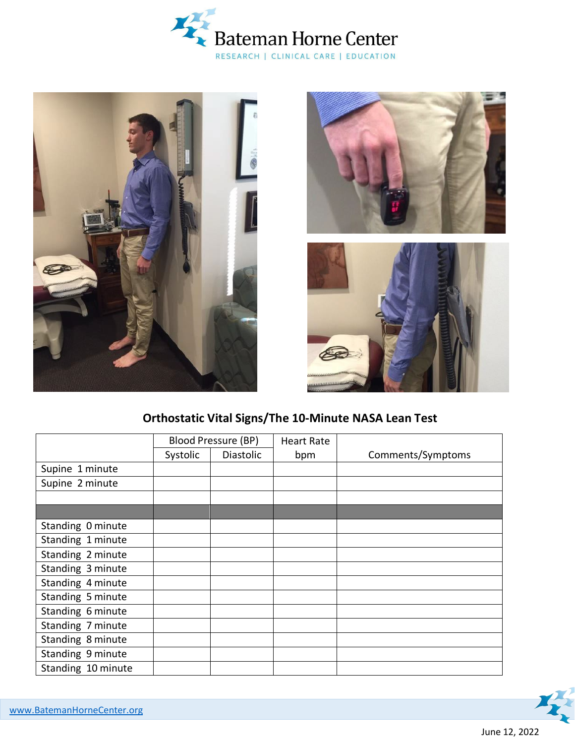## Orthostatic Vital Signs/The 10-Minute NASA Lean Test

| | Blood Pressure (BP) | | Heart Rate | |
|---|---|---|---|---|
| | Systolic | Diastolic | bpm | Comments/Symptoms |
| Supine 1 minute | | | | |
| Supine 2 minute | | | | |
| | | | | |
| | | | | |
| Standing 0 minute | | | | |
| Standing 1 minute | | | | |
| Standing 2 minute | | | | |
| Standing 3 minute | | | | |
| Standing 4 minute | | | | |
| Standing 5 minute | | | | |
| Standing 6 minute | | | | |
| Standing 7 minute | | | | |
| Standing 8 minute | | | | |
| Standing 9 minute | | | | |
| Standing 10 minute | | | | |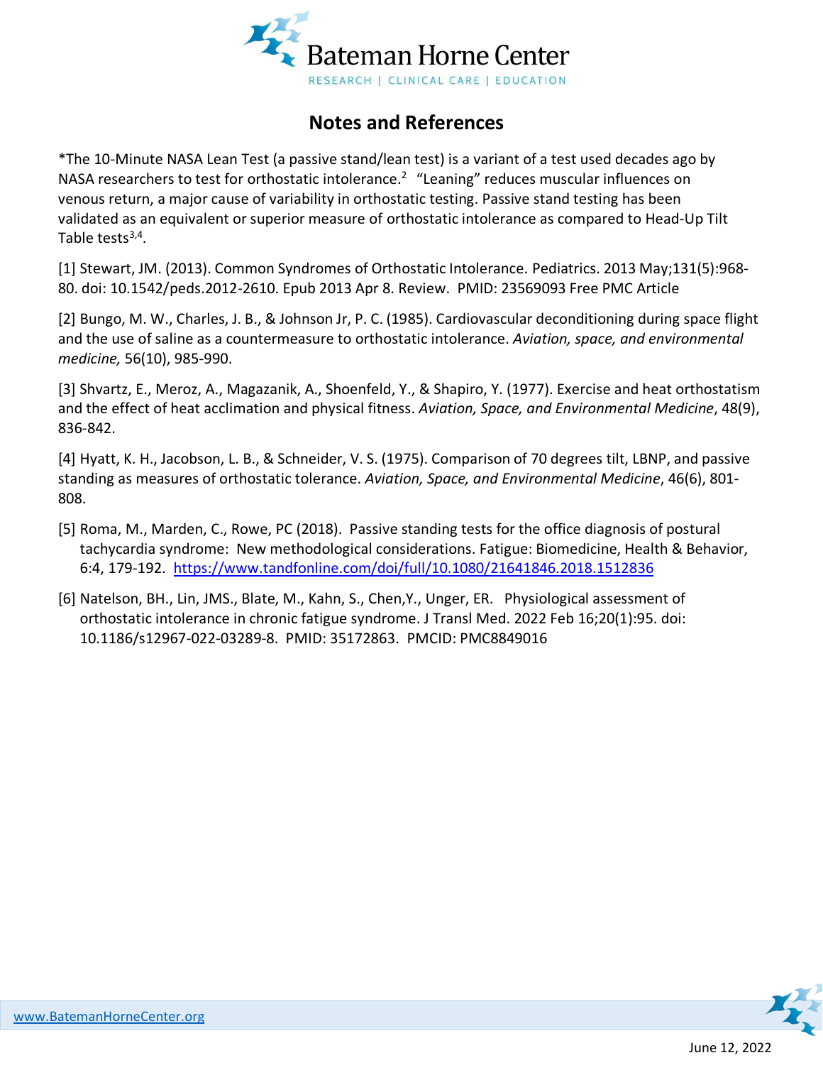Bateman Horne Center

RESEARCH | CLINICAL CARE | EDUCATION

## Notes and References

*The 10-Minute NASA Lean Test (a passive stand/lean test) is a variant of a test used decades ago by NASA researchers to test for orthostatic intolerance.[2] "Leaning" reduces muscular influences on venous return, a major cause of variability in orthostatic testing. Passive stand testing has been validated as an equivalent or superior measure of orthostatic intolerance as compared to Head-Up Tilt Table tests[3,4].

[1] Stewart, JM. (2013). Common Syndromes of Orthostatic Intolerance. Pediatrics. 2013 May;131(5):968-80. doi: 10.1542/peds.2012-2610. Epub 2013 Apr 8. Review. PMID: 23569093 Free PMC Article

[2] Bungo, M. W., Charles, J. B., & Johnson Jr, P. C. (1985). Cardiovascular deconditioning during space flight and the use of saline as a countermeasure to orthostatic intolerance. *Aviation, space, and environmental medicine,* 56(10), 985-990.

[3] Shvartz, E., Meroz, A., Magazanik, A., Shoenfeld, Y., & Shapiro, Y. (1977). Exercise and heat orthostatism and the effect of heat acclimation and physical fitness. *Aviation, Space, and Environmental Medicine*, 48(9), 836-842.

[4] Hyatt, K. H., Jacobson, L. B., & Schneider, V. S. (1975). Comparison of 70 degrees tilt, LBNP, and passive standing as measures of orthostatic tolerance. *Aviation, Space, and Environmental Medicine*, 46(6), 801-808.

[5] Roma, M., Marden, C., Rowe, PC (2018). Passive standing tests for the office diagnosis of postural tachycardia syndrome: New methodological considerations. Fatigue: Biomedicine, Health & Behavior, 6:4, 179-192. https://www.tandfonline.com/doi/full/10.1080/21641846.2018.1512836

[6] Natelson, BH., Lin, JMS., Blate, M., Kahn, S., Chen,Y., Unger, ER. Physiological assessment of orthostatic intolerance in chronic fatigue syndrome. J Transl Med. 2022 Feb 16;20(1):95. doi: 10.1186/s12967-022-03289-8. PMID: 35172863. PMCID: PMC8849016

www.BatemanHorneCenter.org

June 12, 2022